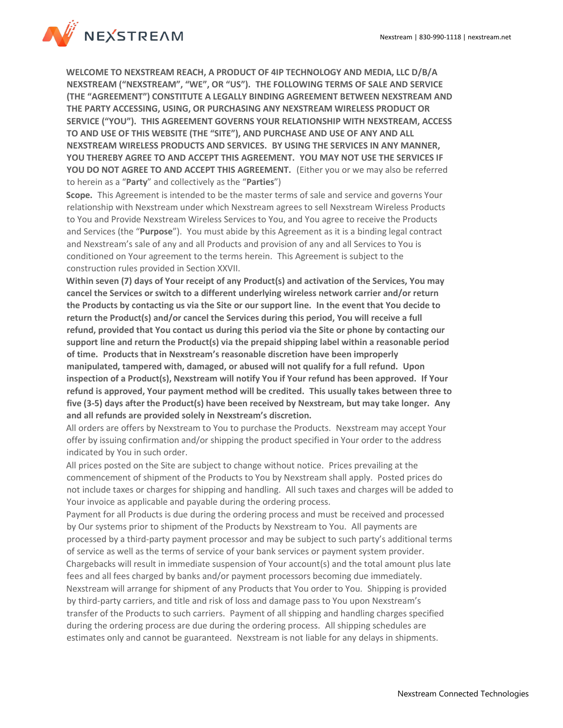**WELCOME TO NEXSTREAM REACH, A PRODUCT OF 4IP TECHNOLOGY AND MEDIA, LLC D/B/A NEXSTREAM ("NEXSTREAM", "WE", OR "US"). THE FOLLOWING TERMS OF SALE AND SERVICE (THE "AGREEMENT") CONSTITUTE A LEGALLY BINDING AGREEMENT BETWEEN NEXSTREAM AND THE PARTY ACCESSING, USING, OR PURCHASING ANY NEXSTREAM WIRELESS PRODUCT OR SERVICE ("YOU"). THIS AGREEMENT GOVERNS YOUR RELATIONSHIP WITH NEXSTREAM, ACCESS TO AND USE OF THIS WEBSITE (THE "SITE"), AND PURCHASE AND USE OF ANY AND ALL NEXSTREAM WIRELESS PRODUCTS AND SERVICES. BY USING THE SERVICES IN ANY MANNER, YOU THEREBY AGREE TO AND ACCEPT THIS AGREEMENT. YOU MAY NOT USE THE SERVICES IF YOU DO NOT AGREE TO AND ACCEPT THIS AGREEMENT.** (Either you or we may also be referred to herein as a "**Party**" and collectively as the "**Parties**")

**Scope.** This Agreement is intended to be the master terms of sale and service and governs Your relationship with Nexstream under which Nexstream agrees to sell Nexstream Wireless Products to You and Provide Nexstream Wireless Services to You, and You agree to receive the Products and Services (the "**Purpose**"). You must abide by this Agreement as it is a binding legal contract and Nexstream's sale of any and all Products and provision of any and all Services to You is conditioned on Your agreement to the terms herein. This Agreement is subject to the construction rules provided in Section XXVII.

**Within seven (7) days of Your receipt of any Product(s) and activation of the Services, You may cancel the Services or switch to a different underlying wireless network carrier and/or return the Products by contacting us via the Site or our support line. In the event that You decide to return the Product(s) and/or cancel the Services during this period, You will receive a full refund, provided that You contact us during this period via the Site or phone by contacting our support line and return the Product(s) via the prepaid shipping label within a reasonable period of time. Products that in Nexstream's reasonable discretion have been improperly manipulated, tampered with, damaged, or abused will not qualify for a full refund. Upon inspection of a Product(s), Nexstream will notify You if Your refund has been approved. If Your refund is approved, Your payment method will be credited. This usually takes between three to five (3-5) days after the Product(s) have been received by Nexstream, but may take longer. Any and all refunds are provided solely in Nexstream's discretion.**

All orders are offers by Nexstream to You to purchase the Products. Nexstream may accept Your offer by issuing confirmation and/or shipping the product specified in Your order to the address indicated by You in such order.

All prices posted on the Site are subject to change without notice. Prices prevailing at the commencement of shipment of the Products to You by Nexstream shall apply. Posted prices do not include taxes or charges for shipping and handling. All such taxes and charges will be added to Your invoice as applicable and payable during the ordering process.

Payment for all Products is due during the ordering process and must be received and processed by Our systems prior to shipment of the Products by Nexstream to You. All payments are processed by a third-party payment processor and may be subject to such party's additional terms of service as well as the terms of service of your bank services or payment system provider. Chargebacks will result in immediate suspension of Your account(s) and the total amount plus late fees and all fees charged by banks and/or payment processors becoming due immediately.

Nexstream will arrange for shipment of any Products that You order to You. Shipping is provided by third-party carriers, and title and risk of loss and damage pass to You upon Nexstream's transfer of the Products to such carriers. Payment of all shipping and handling charges specified during the ordering process are due during the ordering process. All shipping schedules are estimates only and cannot be guaranteed. Nexstream is not liable for any delays in shipments.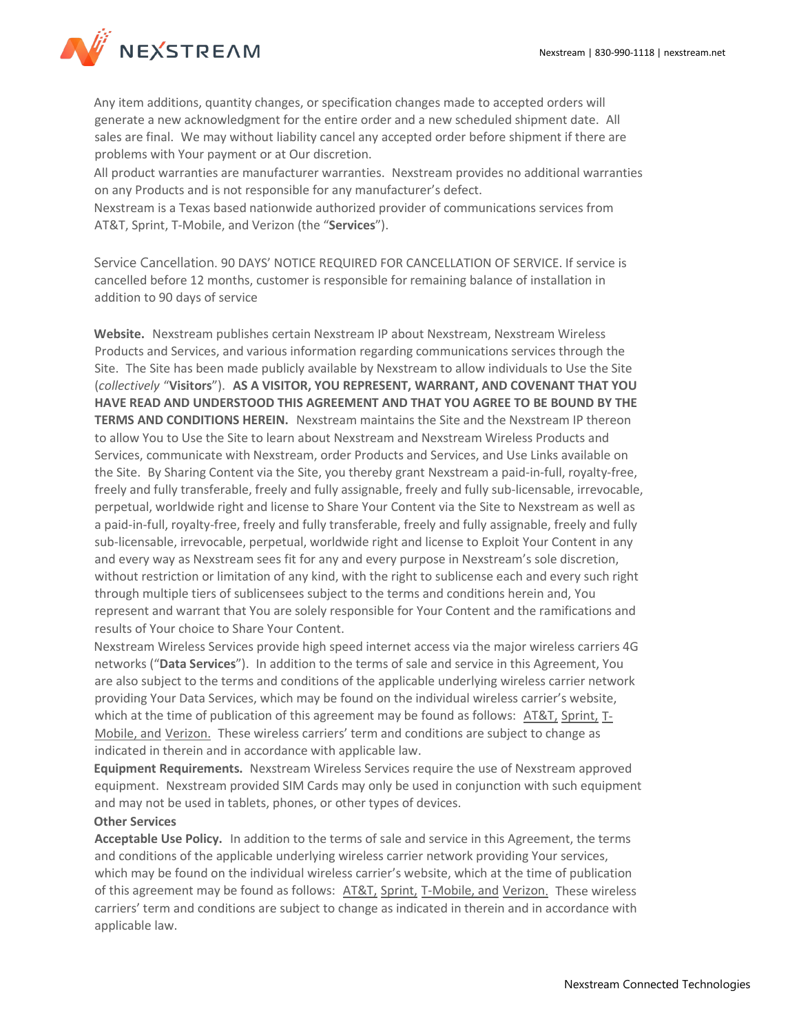Any item additions, quantity changes, or specification changes made to accepted orders will generate a new acknowledgment for the entire order and a new scheduled shipment date. All sales are final. We may without liability cancel any accepted order before shipment if there are problems with Your payment or at Our discretion.

All product warranties are manufacturer warranties. Nexstream provides no additional warranties on any Products and is not responsible for any manufacturer's defect.

Nexstream is a Texas based nationwide authorized provider of communications services from AT&T, Sprint, T-Mobile, and Verizon (the "**Services**").

Service Cancellation. 90 DAYS' NOTICE REQUIRED FOR CANCELLATION OF SERVICE. If service is cancelled before 12 months, customer is responsible for remaining balance of installation in addition to 90 days of service

**Website.** Nexstream publishes certain Nexstream IP about Nexstream, Nexstream Wireless Products and Services, and various information regarding communications services through the Site. The Site has been made publicly available by Nexstream to allow individuals to Use the Site (*collectively* "**Visitors**"). **AS A VISITOR, YOU REPRESENT, WARRANT, AND COVENANT THAT YOU HAVE READ AND UNDERSTOOD THIS AGREEMENT AND THAT YOU AGREE TO BE BOUND BY THE TERMS AND CONDITIONS HEREIN.** Nexstream maintains the Site and the Nexstream IP thereon to allow You to Use the Site to learn about Nexstream and Nexstream Wireless Products and Services, communicate with Nexstream, order Products and Services, and Use Links available on the Site. By Sharing Content via the Site, you thereby grant Nexstream a paid-in-full, royalty-free, freely and fully transferable, freely and fully assignable, freely and fully sub-licensable, irrevocable, perpetual, worldwide right and license to Share Your Content via the Site to Nexstream as well as a paid-in-full, royalty-free, freely and fully transferable, freely and fully assignable, freely and fully sub-licensable, irrevocable, perpetual, worldwide right and license to Exploit Your Content in any and every way as Nexstream sees fit for any and every purpose in Nexstream's sole discretion, without restriction or limitation of any kind, with the right to sublicense each and every such right through multiple tiers of sublicensees subject to the terms and conditions herein and, You represent and warrant that You are solely responsible for Your Content and the ramifications and results of Your choice to Share Your Content.

Nexstream Wireless Services provide high speed internet access via the major wireless carriers 4G networks ("**Data Services**"). In addition to the terms of sale and service in this Agreement, You are also subject to the terms and conditions of the applicable underlying wireless carrier network providing Your Data Services, which may be found on the individual wireless carrier's website, which at the time of publication of this agreement may be found as follows: AT&T, Sprint, T-Mobile, and Verizon. These wireless carriers' term and conditions are subject to change as indicated in therein and in accordance with applicable law.

**Equipment Requirements.** Nexstream Wireless Services require the use of Nexstream approved equipment. Nexstream provided SIM Cards may only be used in conjunction with such equipment and may not be used in tablets, phones, or other types of devices.

**Other Services**

**Acceptable Use Policy.** In addition to the terms of sale and service in this Agreement, the terms and conditions of the applicable underlying wireless carrier network providing Your services, which may be found on the individual wireless carrier's website, which at the time of publication of this agreement may be found as follows: AT&T, Sprint, T-Mobile, and Verizon. These wireless carriers' term and conditions are subject to change as indicated in therein and in accordance with applicable law.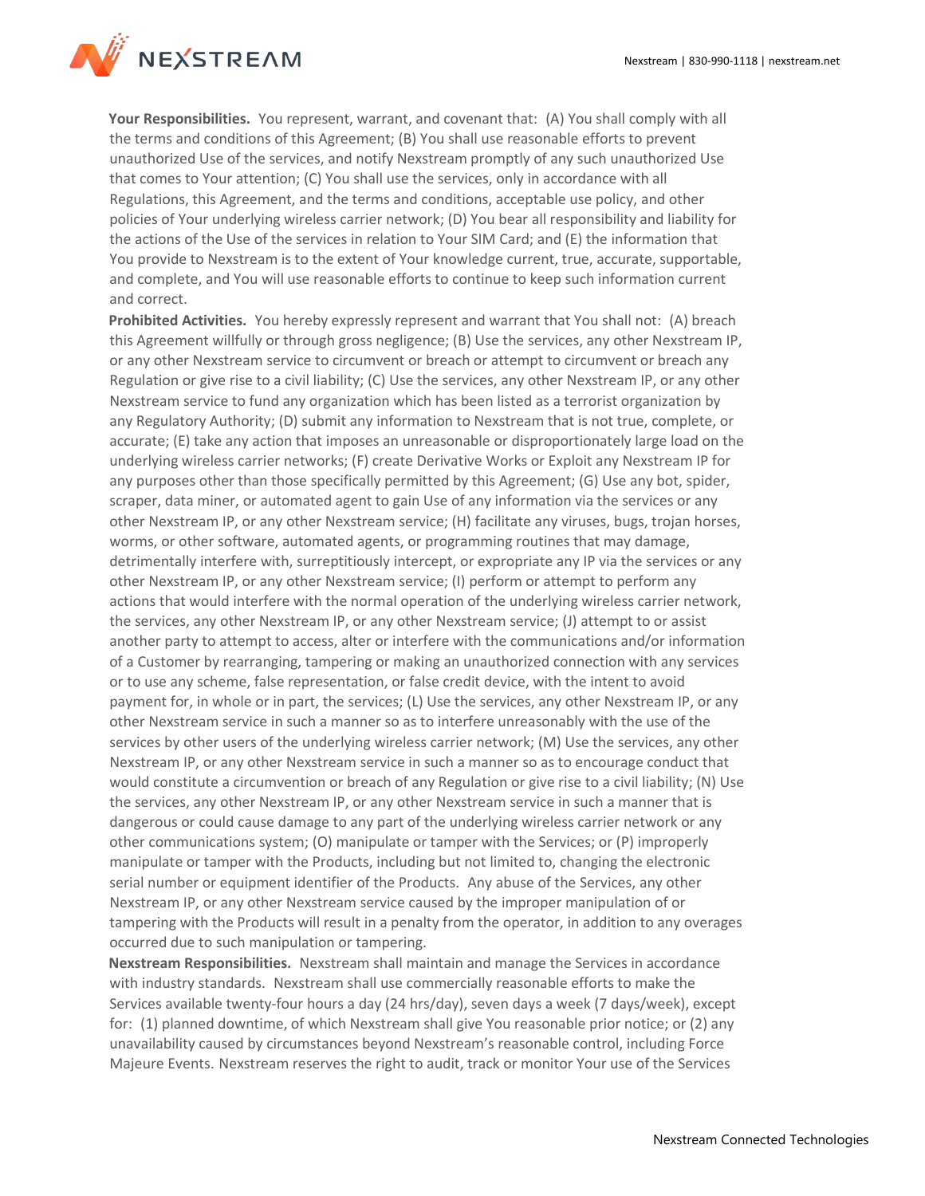**Your Responsibilities.** You represent, warrant, and covenant that: (A) You shall comply with all the terms and conditions of this Agreement; (B) You shall use reasonable efforts to prevent unauthorized Use of the services, and notify Nexstream promptly of any such unauthorized Use that comes to Your attention; (C) You shall use the services, only in accordance with all Regulations, this Agreement, and the terms and conditions, acceptable use policy, and other policies of Your underlying wireless carrier network; (D) You bear all responsibility and liability for the actions of the Use of the services in relation to Your SIM Card; and (E) the information that You provide to Nexstream is to the extent of Your knowledge current, true, accurate, supportable, and complete, and You will use reasonable efforts to continue to keep such information current and correct.

**Prohibited Activities.** You hereby expressly represent and warrant that You shall not: (A) breach this Agreement willfully or through gross negligence; (B) Use the services, any other Nexstream IP, or any other Nexstream service to circumvent or breach or attempt to circumvent or breach any Regulation or give rise to a civil liability; (C) Use the services, any other Nexstream IP, or any other Nexstream service to fund any organization which has been listed as a terrorist organization by any Regulatory Authority; (D) submit any information to Nexstream that is not true, complete, or accurate; (E) take any action that imposes an unreasonable or disproportionately large load on the underlying wireless carrier networks; (F) create Derivative Works or Exploit any Nexstream IP for any purposes other than those specifically permitted by this Agreement; (G) Use any bot, spider, scraper, data miner, or automated agent to gain Use of any information via the services or any other Nexstream IP, or any other Nexstream service; (H) facilitate any viruses, bugs, trojan horses, worms, or other software, automated agents, or programming routines that may damage, detrimentally interfere with, surreptitiously intercept, or expropriate any IP via the services or any other Nexstream IP, or any other Nexstream service; (I) perform or attempt to perform any actions that would interfere with the normal operation of the underlying wireless carrier network, the services, any other Nexstream IP, or any other Nexstream service; (J) attempt to or assist another party to attempt to access, alter or interfere with the communications and/or information of a Customer by rearranging, tampering or making an unauthorized connection with any services or to use any scheme, false representation, or false credit device, with the intent to avoid payment for, in whole or in part, the services; (L) Use the services, any other Nexstream IP, or any other Nexstream service in such a manner so as to interfere unreasonably with the use of the services by other users of the underlying wireless carrier network; (M) Use the services, any other Nexstream IP, or any other Nexstream service in such a manner so as to encourage conduct that would constitute a circumvention or breach of any Regulation or give rise to a civil liability; (N) Use the services, any other Nexstream IP, or any other Nexstream service in such a manner that is dangerous or could cause damage to any part of the underlying wireless carrier network or any other communications system; (O) manipulate or tamper with the Services; or (P) improperly manipulate or tamper with the Products, including but not limited to, changing the electronic serial number or equipment identifier of the Products. Any abuse of the Services, any other Nexstream IP, or any other Nexstream service caused by the improper manipulation of or tampering with the Products will result in a penalty from the operator, in addition to any overages occurred due to such manipulation or tampering.

**Nexstream Responsibilities.** Nexstream shall maintain and manage the Services in accordance with industry standards. Nexstream shall use commercially reasonable efforts to make the Services available twenty-four hours a day (24 hrs/day), seven days a week (7 days/week), except for: (1) planned downtime, of which Nexstream shall give You reasonable prior notice; or (2) any unavailability caused by circumstances beyond Nexstream's reasonable control, including Force Majeure Events. Nexstream reserves the right to audit, track or monitor Your use of the Services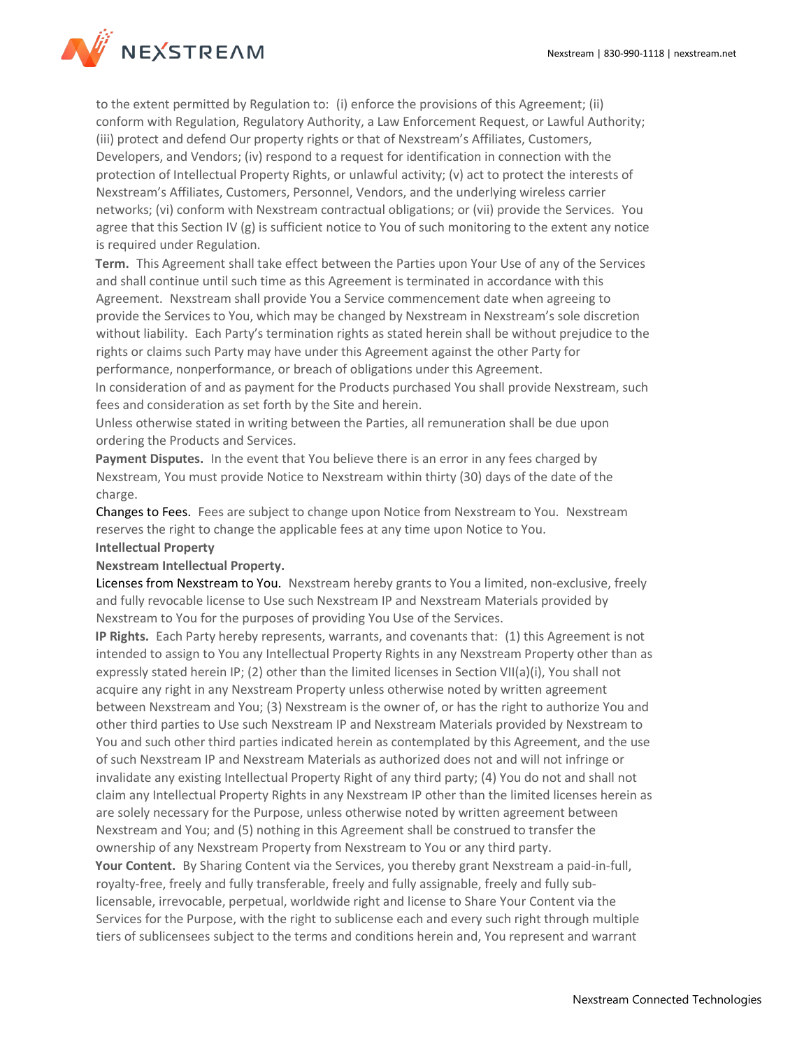to the extent permitted by Regulation to: (i) enforce the provisions of this Agreement; (ii) conform with Regulation, Regulatory Authority, a Law Enforcement Request, or Lawful Authority; (iii) protect and defend Our property rights or that of Nexstream's Affiliates, Customers, Developers, and Vendors; (iv) respond to a request for identification in connection with the protection of Intellectual Property Rights, or unlawful activity; (v) act to protect the interests of Nexstream's Affiliates, Customers, Personnel, Vendors, and the underlying wireless carrier networks; (vi) conform with Nexstream contractual obligations; or (vii) provide the Services. You agree that this Section IV (g) is sufficient notice to You of such monitoring to the extent any notice is required under Regulation.

**Term.** This Agreement shall take effect between the Parties upon Your Use of any of the Services and shall continue until such time as this Agreement is terminated in accordance with this Agreement. Nexstream shall provide You a Service commencement date when agreeing to provide the Services to You, which may be changed by Nexstream in Nexstream's sole discretion without liability. Each Party's termination rights as stated herein shall be without prejudice to the rights or claims such Party may have under this Agreement against the other Party for performance, nonperformance, or breach of obligations under this Agreement.

In consideration of and as payment for the Products purchased You shall provide Nexstream, such fees and consideration as set forth by the Site and herein.

Unless otherwise stated in writing between the Parties, all remuneration shall be due upon ordering the Products and Services.

**Payment Disputes.** In the event that You believe there is an error in any fees charged by Nexstream, You must provide Notice to Nexstream within thirty (30) days of the date of the charge.

Changes to Fees. Fees are subject to change upon Notice from Nexstream to You. Nexstream reserves the right to change the applicable fees at any time upon Notice to You.

**Intellectual Property**

**Nexstream Intellectual Property.**

Licenses from Nexstream to You. Nexstream hereby grants to You a limited, non-exclusive, freely and fully revocable license to Use such Nexstream IP and Nexstream Materials provided by Nexstream to You for the purposes of providing You Use of the Services.

**IP Rights.** Each Party hereby represents, warrants, and covenants that: (1) this Agreement is not intended to assign to You any Intellectual Property Rights in any Nexstream Property other than as expressly stated herein IP; (2) other than the limited licenses in Section VII(a)(i), You shall not acquire any right in any Nexstream Property unless otherwise noted by written agreement between Nexstream and You; (3) Nexstream is the owner of, or has the right to authorize You and other third parties to Use such Nexstream IP and Nexstream Materials provided by Nexstream to You and such other third parties indicated herein as contemplated by this Agreement, and the use of such Nexstream IP and Nexstream Materials as authorized does not and will not infringe or invalidate any existing Intellectual Property Right of any third party; (4) You do not and shall not claim any Intellectual Property Rights in any Nexstream IP other than the limited licenses herein as are solely necessary for the Purpose, unless otherwise noted by written agreement between Nexstream and You; and (5) nothing in this Agreement shall be construed to transfer the ownership of any Nexstream Property from Nexstream to You or any third party.

**Your Content.** By Sharing Content via the Services, you thereby grant Nexstream a paid-in-full, royalty-free, freely and fully transferable, freely and fully assignable, freely and fully sub-licensable, irrevocable, perpetual, worldwide right and license to Share Your Content via the Services for the Purpose, with the right to sublicense each and every such right through multiple tiers of sublicensees subject to the terms and conditions herein and, You represent and warrant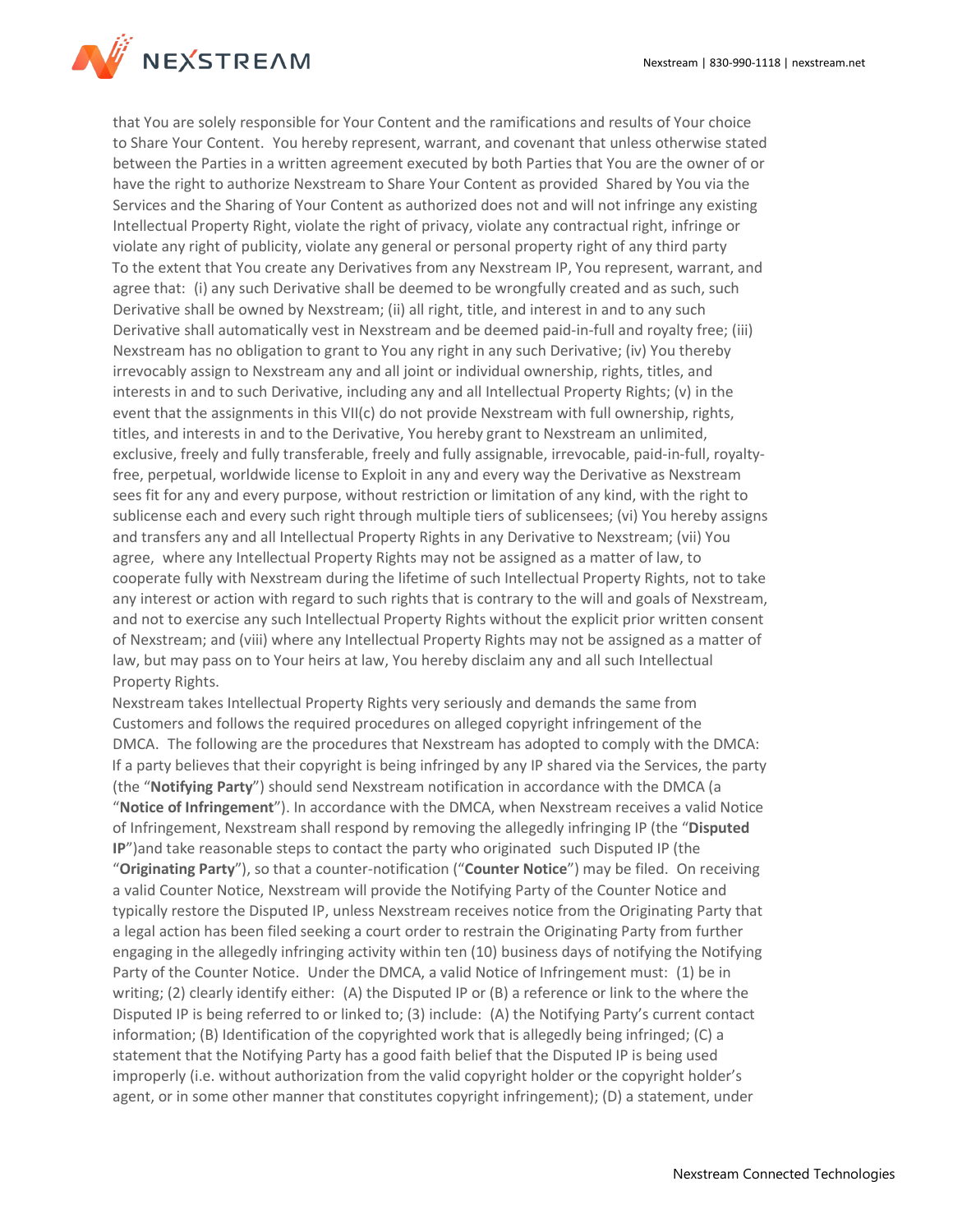that You are solely responsible for Your Content and the ramifications and results of Your choice to Share Your Content. You hereby represent, warrant, and covenant that unless otherwise stated between the Parties in a written agreement executed by both Parties that You are the owner of or have the right to authorize Nexstream to Share Your Content as provided Shared by You via the Services and the Sharing of Your Content as authorized does not and will not infringe any existing Intellectual Property Right, violate the right of privacy, violate any contractual right, infringe or violate any right of publicity, violate any general or personal property right of any third party

To the extent that You create any Derivatives from any Nexstream IP, You represent, warrant, and agree that: (i) any such Derivative shall be deemed to be wrongfully created and as such, such Derivative shall be owned by Nexstream; (ii) all right, title, and interest in and to any such Derivative shall automatically vest in Nexstream and be deemed paid-in-full and royalty free; (iii) Nexstream has no obligation to grant to You any right in any such Derivative; (iv) You thereby irrevocably assign to Nexstream any and all joint or individual ownership, rights, titles, and interests in and to such Derivative, including any and all Intellectual Property Rights; (v) in the event that the assignments in this VII(c) do not provide Nexstream with full ownership, rights, titles, and interests in and to the Derivative, You hereby grant to Nexstream an unlimited, exclusive, freely and fully transferable, freely and fully assignable, irrevocable, paid-in-full, royalty-free, perpetual, worldwide license to Exploit in any and every way the Derivative as Nexstream sees fit for any and every purpose, without restriction or limitation of any kind, with the right to sublicense each and every such right through multiple tiers of sublicensees; (vi) You hereby assigns and transfers any and all Intellectual Property Rights in any Derivative to Nexstream; (vii) You agree, where any Intellectual Property Rights may not be assigned as a matter of law, to cooperate fully with Nexstream during the lifetime of such Intellectual Property Rights, not to take any interest or action with regard to such rights that is contrary to the will and goals of Nexstream, and not to exercise any such Intellectual Property Rights without the explicit prior written consent of Nexstream; and (viii) where any Intellectual Property Rights may not be assigned as a matter of law, but may pass on to Your heirs at law, You hereby disclaim any and all such Intellectual Property Rights.

Nexstream takes Intellectual Property Rights very seriously and demands the same from Customers and follows the required procedures on alleged copyright infringement of the DMCA. The following are the procedures that Nexstream has adopted to comply with the DMCA: If a party believes that their copyright is being infringed by any IP shared via the Services, the party (the "**Notifying Party**") should send Nexstream notification in accordance with the DMCA (a "**Notice of Infringement**"). In accordance with the DMCA, when Nexstream receives a valid Notice of Infringement, Nexstream shall respond by removing the allegedly infringing IP (the "**Disputed IP**")and take reasonable steps to contact the party who originated such Disputed IP (the "**Originating Party**"), so that a counter-notification ("**Counter Notice**") may be filed. On receiving a valid Counter Notice, Nexstream will provide the Notifying Party of the Counter Notice and typically restore the Disputed IP, unless Nexstream receives notice from the Originating Party that a legal action has been filed seeking a court order to restrain the Originating Party from further engaging in the allegedly infringing activity within ten (10) business days of notifying the Notifying Party of the Counter Notice. Under the DMCA, a valid Notice of Infringement must: (1) be in writing; (2) clearly identify either: (A) the Disputed IP or (B) a reference or link to the where the Disputed IP is being referred to or linked to; (3) include: (A) the Notifying Party's current contact information; (B) Identification of the copyrighted work that is allegedly being infringed; (C) a statement that the Notifying Party has a good faith belief that the Disputed IP is being used improperly (i.e. without authorization from the valid copyright holder or the copyright holder's agent, or in some other manner that constitutes copyright infringement); (D) a statement, under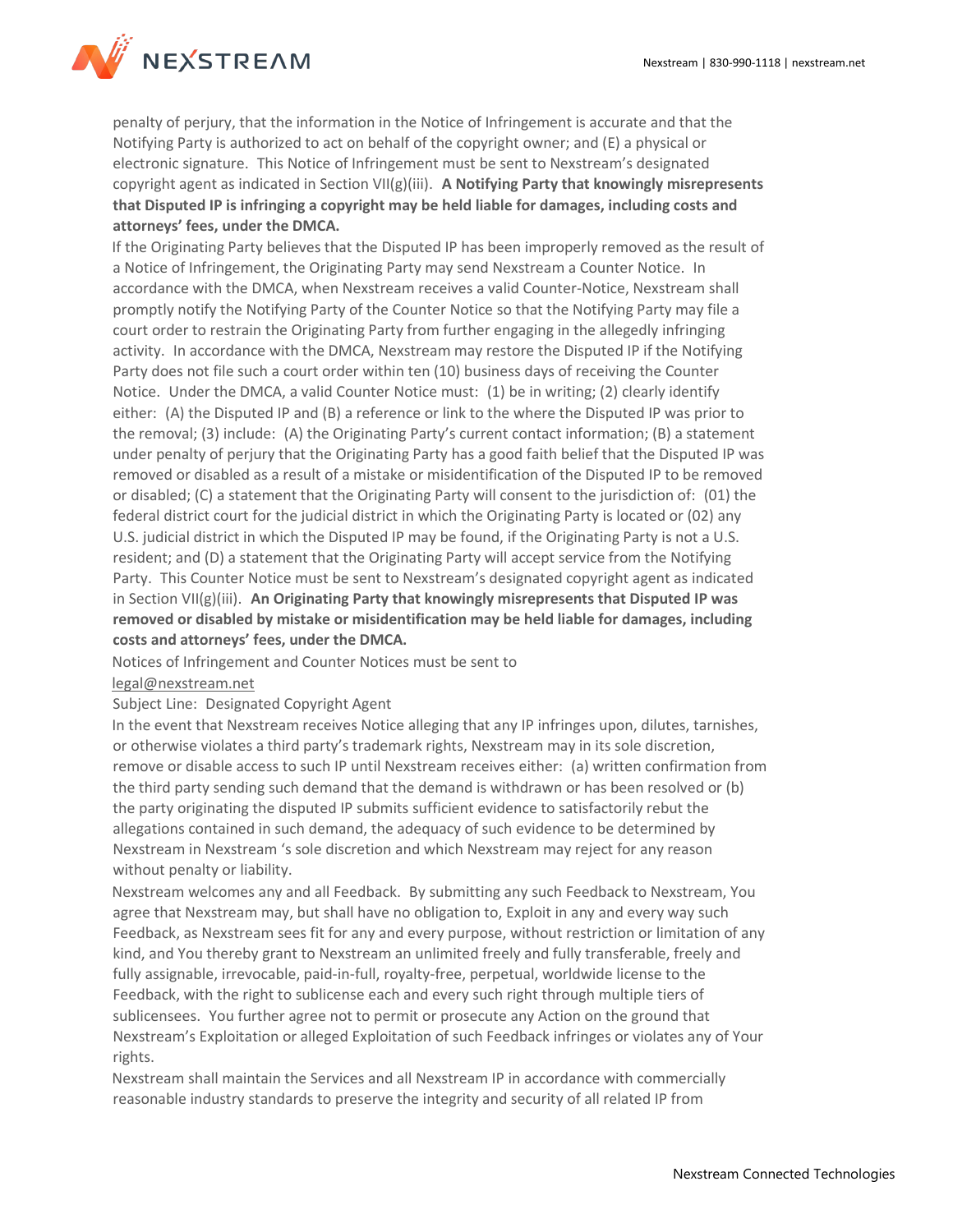penalty of perjury, that the information in the Notice of Infringement is accurate and that the Notifying Party is authorized to act on behalf of the copyright owner; and (E) a physical or electronic signature. This Notice of Infringement must be sent to Nexstream's designated copyright agent as indicated in Section VII(g)(iii). **A Notifying Party that knowingly misrepresents that Disputed IP is infringing a copyright may be held liable for damages, including costs and attorneys' fees, under the DMCA.**

If the Originating Party believes that the Disputed IP has been improperly removed as the result of a Notice of Infringement, the Originating Party may send Nexstream a Counter Notice. In accordance with the DMCA, when Nexstream receives a valid Counter-Notice, Nexstream shall promptly notify the Notifying Party of the Counter Notice so that the Notifying Party may file a court order to restrain the Originating Party from further engaging in the allegedly infringing activity. In accordance with the DMCA, Nexstream may restore the Disputed IP if the Notifying Party does not file such a court order within ten (10) business days of receiving the Counter Notice. Under the DMCA, a valid Counter Notice must: (1) be in writing; (2) clearly identify either: (A) the Disputed IP and (B) a reference or link to the where the Disputed IP was prior to the removal; (3) include: (A) the Originating Party's current contact information; (B) a statement under penalty of perjury that the Originating Party has a good faith belief that the Disputed IP was removed or disabled as a result of a mistake or misidentification of the Disputed IP to be removed or disabled; (C) a statement that the Originating Party will consent to the jurisdiction of: (01) the federal district court for the judicial district in which the Originating Party is located or (02) any U.S. judicial district in which the Disputed IP may be found, if the Originating Party is not a U.S. resident; and (D) a statement that the Originating Party will accept service from the Notifying Party. This Counter Notice must be sent to Nexstream's designated copyright agent as indicated in Section VII(g)(iii). **An Originating Party that knowingly misrepresents that Disputed IP was removed or disabled by mistake or misidentification may be held liable for damages, including costs and attorneys' fees, under the DMCA.**

Notices of Infringement and Counter Notices must be sent to
legal@nexstream.net
Subject Line: Designated Copyright Agent

In the event that Nexstream receives Notice alleging that any IP infringes upon, dilutes, tarnishes, or otherwise violates a third party's trademark rights, Nexstream may in its sole discretion, remove or disable access to such IP until Nexstream receives either: (a) written confirmation from the third party sending such demand that the demand is withdrawn or has been resolved or (b) the party originating the disputed IP submits sufficient evidence to satisfactorily rebut the allegations contained in such demand, the adequacy of such evidence to be determined by Nexstream in Nexstream 's sole discretion and which Nexstream may reject for any reason without penalty or liability.

Nexstream welcomes any and all Feedback. By submitting any such Feedback to Nexstream, You agree that Nexstream may, but shall have no obligation to, Exploit in any and every way such Feedback, as Nexstream sees fit for any and every purpose, without restriction or limitation of any kind, and You thereby grant to Nexstream an unlimited freely and fully transferable, freely and fully assignable, irrevocable, paid-in-full, royalty-free, perpetual, worldwide license to the Feedback, with the right to sublicense each and every such right through multiple tiers of sublicensees. You further agree not to permit or prosecute any Action on the ground that Nexstream's Exploitation or alleged Exploitation of such Feedback infringes or violates any of Your rights.

Nexstream shall maintain the Services and all Nexstream IP in accordance with commercially reasonable industry standards to preserve the integrity and security of all related IP from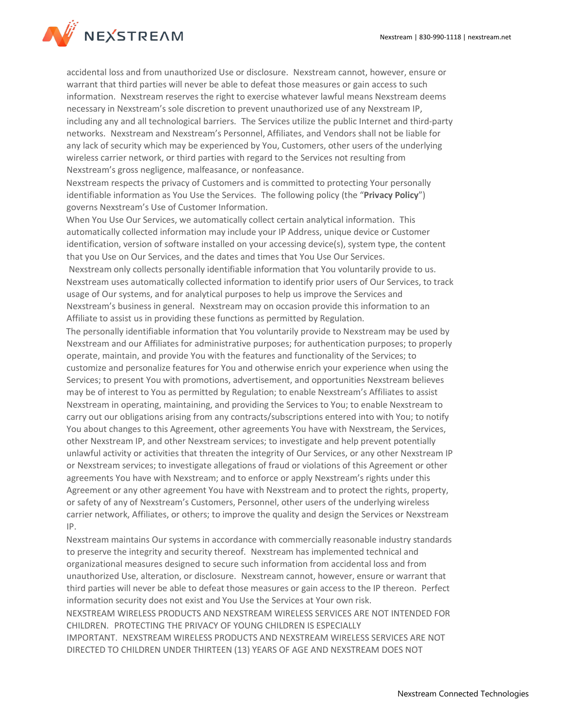accidental loss and from unauthorized Use or disclosure. Nexstream cannot, however, ensure or warrant that third parties will never be able to defeat those measures or gain access to such information. Nexstream reserves the right to exercise whatever lawful means Nexstream deems necessary in Nexstream's sole discretion to prevent unauthorized use of any Nexstream IP, including any and all technological barriers. The Services utilize the public Internet and third-party networks. Nexstream and Nexstream's Personnel, Affiliates, and Vendors shall not be liable for any lack of security which may be experienced by You, Customers, other users of the underlying wireless carrier network, or third parties with regard to the Services not resulting from Nexstream's gross negligence, malfeasance, or nonfeasance.

Nexstream respects the privacy of Customers and is committed to protecting Your personally identifiable information as You Use the Services. The following policy (the "**Privacy Policy**") governs Nexstream's Use of Customer Information.

When You Use Our Services, we automatically collect certain analytical information. This automatically collected information may include your IP Address, unique device or Customer identification, version of software installed on your accessing device(s), system type, the content that you Use on Our Services, and the dates and times that You Use Our Services.

Nexstream only collects personally identifiable information that You voluntarily provide to us. Nexstream uses automatically collected information to identify prior users of Our Services, to track usage of Our systems, and for analytical purposes to help us improve the Services and Nexstream's business in general. Nexstream may on occasion provide this information to an Affiliate to assist us in providing these functions as permitted by Regulation.

The personally identifiable information that You voluntarily provide to Nexstream may be used by Nexstream and our Affiliates for administrative purposes; for authentication purposes; to properly operate, maintain, and provide You with the features and functionality of the Services; to customize and personalize features for You and otherwise enrich your experience when using the Services; to present You with promotions, advertisement, and opportunities Nexstream believes may be of interest to You as permitted by Regulation; to enable Nexstream's Affiliates to assist Nexstream in operating, maintaining, and providing the Services to You; to enable Nexstream to carry out our obligations arising from any contracts/subscriptions entered into with You; to notify You about changes to this Agreement, other agreements You have with Nexstream, the Services, other Nexstream IP, and other Nexstream services; to investigate and help prevent potentially unlawful activity or activities that threaten the integrity of Our Services, or any other Nexstream IP or Nexstream services; to investigate allegations of fraud or violations of this Agreement or other agreements You have with Nexstream; and to enforce or apply Nexstream's rights under this Agreement or any other agreement You have with Nexstream and to protect the rights, property, or safety of any of Nexstream's Customers, Personnel, other users of the underlying wireless carrier network, Affiliates, or others; to improve the quality and design the Services or Nexstream IP.

Nexstream maintains Our systems in accordance with commercially reasonable industry standards to preserve the integrity and security thereof. Nexstream has implemented technical and organizational measures designed to secure such information from accidental loss and from unauthorized Use, alteration, or disclosure. Nexstream cannot, however, ensure or warrant that third parties will never be able to defeat those measures or gain access to the IP thereon. Perfect information security does not exist and You Use the Services at Your own risk.

NEXSTREAM WIRELESS PRODUCTS AND NEXSTREAM WIRELESS SERVICES ARE NOT INTENDED FOR CHILDREN. PROTECTING THE PRIVACY OF YOUNG CHILDREN IS ESPECIALLY IMPORTANT. NEXSTREAM WIRELESS PRODUCTS AND NEXSTREAM WIRELESS SERVICES ARE NOT DIRECTED TO CHILDREN UNDER THIRTEEN (13) YEARS OF AGE AND NEXSTREAM DOES NOT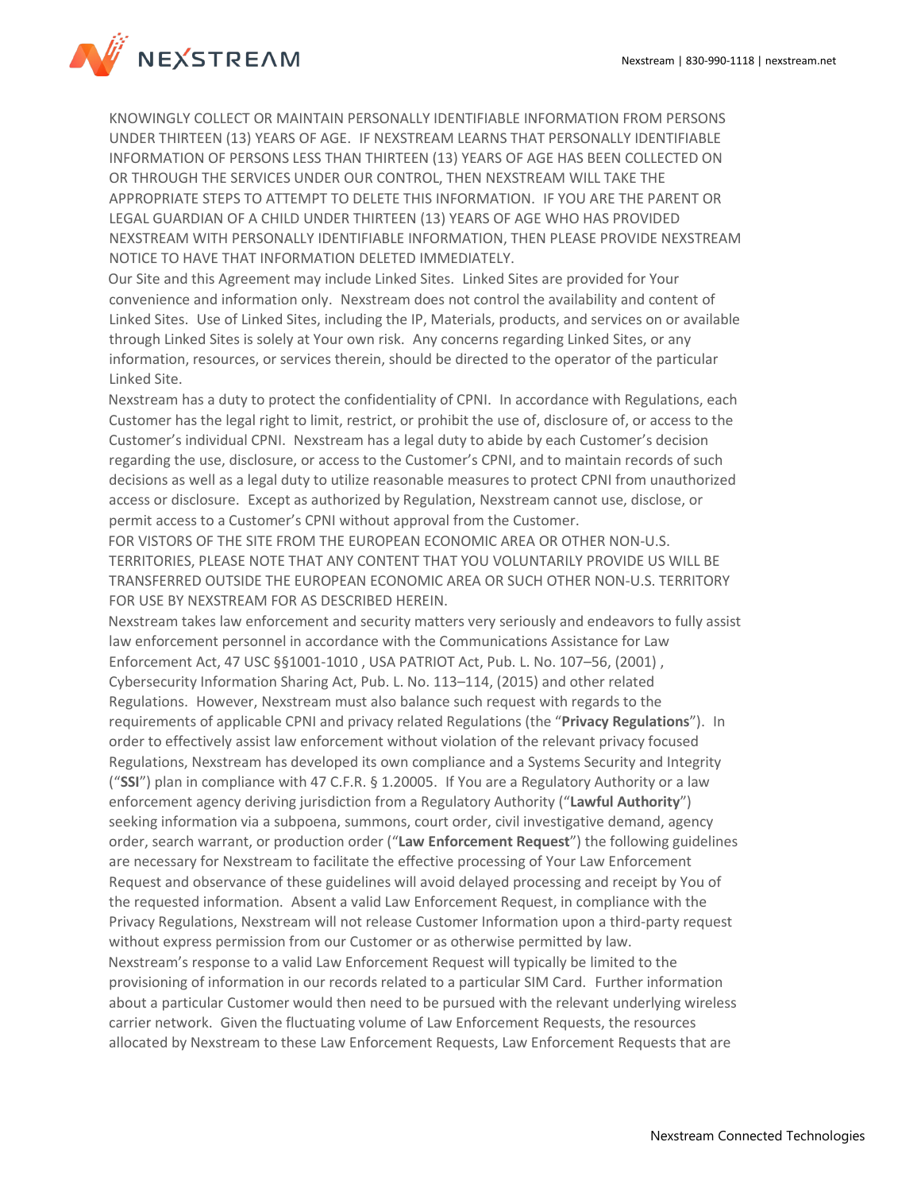KNOWINGLY COLLECT OR MAINTAIN PERSONALLY IDENTIFIABLE INFORMATION FROM PERSONS UNDER THIRTEEN (13) YEARS OF AGE. IF NEXSTREAM LEARNS THAT PERSONALLY IDENTIFIABLE INFORMATION OF PERSONS LESS THAN THIRTEEN (13) YEARS OF AGE HAS BEEN COLLECTED ON OR THROUGH THE SERVICES UNDER OUR CONTROL, THEN NEXSTREAM WILL TAKE THE APPROPRIATE STEPS TO ATTEMPT TO DELETE THIS INFORMATION. IF YOU ARE THE PARENT OR LEGAL GUARDIAN OF A CHILD UNDER THIRTEEN (13) YEARS OF AGE WHO HAS PROVIDED NEXSTREAM WITH PERSONALLY IDENTIFIABLE INFORMATION, THEN PLEASE PROVIDE NEXSTREAM NOTICE TO HAVE THAT INFORMATION DELETED IMMEDIATELY.

Our Site and this Agreement may include Linked Sites. Linked Sites are provided for Your convenience and information only. Nexstream does not control the availability and content of Linked Sites. Use of Linked Sites, including the IP, Materials, products, and services on or available through Linked Sites is solely at Your own risk. Any concerns regarding Linked Sites, or any information, resources, or services therein, should be directed to the operator of the particular Linked Site.

Nexstream has a duty to protect the confidentiality of CPNI. In accordance with Regulations, each Customer has the legal right to limit, restrict, or prohibit the use of, disclosure of, or access to the Customer's individual CPNI. Nexstream has a legal duty to abide by each Customer's decision regarding the use, disclosure, or access to the Customer's CPNI, and to maintain records of such decisions as well as a legal duty to utilize reasonable measures to protect CPNI from unauthorized access or disclosure. Except as authorized by Regulation, Nexstream cannot use, disclose, or permit access to a Customer's CPNI without approval from the Customer.

FOR VISTORS OF THE SITE FROM THE EUROPEAN ECONOMIC AREA OR OTHER NON-U.S. TERRITORIES, PLEASE NOTE THAT ANY CONTENT THAT YOU VOLUNTARILY PROVIDE US WILL BE TRANSFERRED OUTSIDE THE EUROPEAN ECONOMIC AREA OR SUCH OTHER NON-U.S. TERRITORY FOR USE BY NEXSTREAM FOR AS DESCRIBED HEREIN.

Nexstream takes law enforcement and security matters very seriously and endeavors to fully assist law enforcement personnel in accordance with the Communications Assistance for Law Enforcement Act, 47 USC §§1001-1010 , USA PATRIOT Act, Pub. L. No. 107–56, (2001) , Cybersecurity Information Sharing Act, Pub. L. No. 113–114, (2015) and other related Regulations. However, Nexstream must also balance such request with regards to the requirements of applicable CPNI and privacy related Regulations (the "**Privacy Regulations**"). In order to effectively assist law enforcement without violation of the relevant privacy focused Regulations, Nexstream has developed its own compliance and a Systems Security and Integrity ("**SSI**") plan in compliance with 47 C.F.R. § 1.20005. If You are a Regulatory Authority or a law enforcement agency deriving jurisdiction from a Regulatory Authority ("**Lawful Authority**") seeking information via a subpoena, summons, court order, civil investigative demand, agency order, search warrant, or production order ("**Law Enforcement Request**") the following guidelines are necessary for Nexstream to facilitate the effective processing of Your Law Enforcement Request and observance of these guidelines will avoid delayed processing and receipt by You of the requested information. Absent a valid Law Enforcement Request, in compliance with the Privacy Regulations, Nexstream will not release Customer Information upon a third-party request without express permission from our Customer or as otherwise permitted by law.

Nexstream's response to a valid Law Enforcement Request will typically be limited to the provisioning of information in our records related to a particular SIM Card. Further information about a particular Customer would then need to be pursued with the relevant underlying wireless carrier network. Given the fluctuating volume of Law Enforcement Requests, the resources allocated by Nexstream to these Law Enforcement Requests, Law Enforcement Requests that are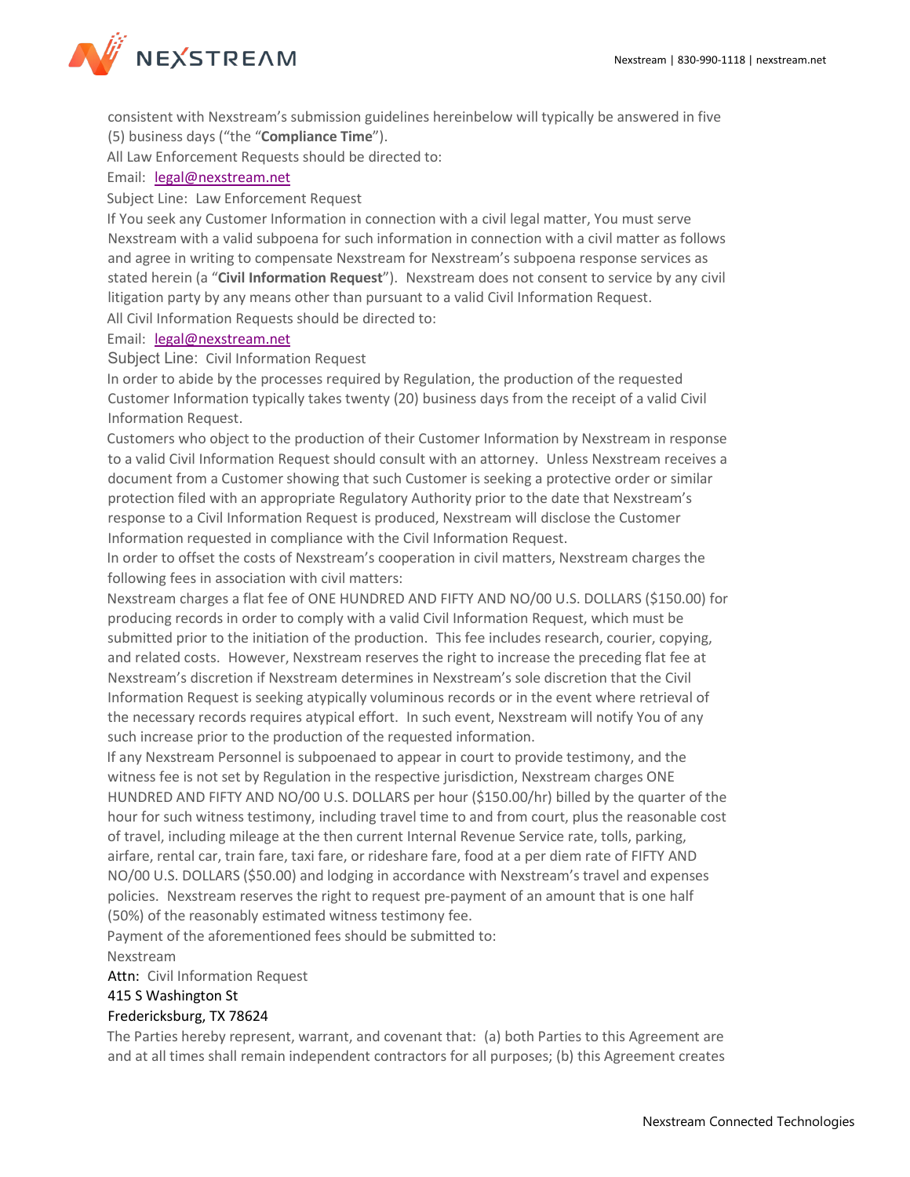consistent with Nexstream's submission guidelines hereinbelow will typically be answered in five (5) business days ("the "**Compliance Time**").

All Law Enforcement Requests should be directed to:

Email: legal@nexstream.net

Subject Line: Law Enforcement Request

If You seek any Customer Information in connection with a civil legal matter, You must serve Nexstream with a valid subpoena for such information in connection with a civil matter as follows and agree in writing to compensate Nexstream for Nexstream's subpoena response services as stated herein (a "**Civil Information Request**"). Nexstream does not consent to service by any civil litigation party by any means other than pursuant to a valid Civil Information Request.

All Civil Information Requests should be directed to:

Email: legal@nexstream.net

Subject Line: Civil Information Request

In order to abide by the processes required by Regulation, the production of the requested Customer Information typically takes twenty (20) business days from the receipt of a valid Civil Information Request.

Customers who object to the production of their Customer Information by Nexstream in response to a valid Civil Information Request should consult with an attorney. Unless Nexstream receives a document from a Customer showing that such Customer is seeking a protective order or similar protection filed with an appropriate Regulatory Authority prior to the date that Nexstream's response to a Civil Information Request is produced, Nexstream will disclose the Customer Information requested in compliance with the Civil Information Request.

In order to offset the costs of Nexstream's cooperation in civil matters, Nexstream charges the following fees in association with civil matters:

Nexstream charges a flat fee of ONE HUNDRED AND FIFTY AND NO/00 U.S. DOLLARS ($150.00) for producing records in order to comply with a valid Civil Information Request, which must be submitted prior to the initiation of the production. This fee includes research, courier, copying, and related costs. However, Nexstream reserves the right to increase the preceding flat fee at Nexstream's discretion if Nexstream determines in Nexstream's sole discretion that the Civil Information Request is seeking atypically voluminous records or in the event where retrieval of the necessary records requires atypical effort. In such event, Nexstream will notify You of any such increase prior to the production of the requested information.

If any Nexstream Personnel is subpoenaed to appear in court to provide testimony, and the witness fee is not set by Regulation in the respective jurisdiction, Nexstream charges ONE HUNDRED AND FIFTY AND NO/00 U.S. DOLLARS per hour ($150.00/hr) billed by the quarter of the hour for such witness testimony, including travel time to and from court, plus the reasonable cost of travel, including mileage at the then current Internal Revenue Service rate, tolls, parking, airfare, rental car, train fare, taxi fare, or rideshare fare, food at a per diem rate of FIFTY AND NO/00 U.S. DOLLARS ($50.00) and lodging in accordance with Nexstream's travel and expenses policies. Nexstream reserves the right to request pre-payment of an amount that is one half (50%) of the reasonably estimated witness testimony fee.

Payment of the aforementioned fees should be submitted to:

Nexstream
Attn: Civil Information Request
415 S Washington St
Fredericksburg, TX 78624

The Parties hereby represent, warrant, and covenant that: (a) both Parties to this Agreement are and at all times shall remain independent contractors for all purposes; (b) this Agreement creates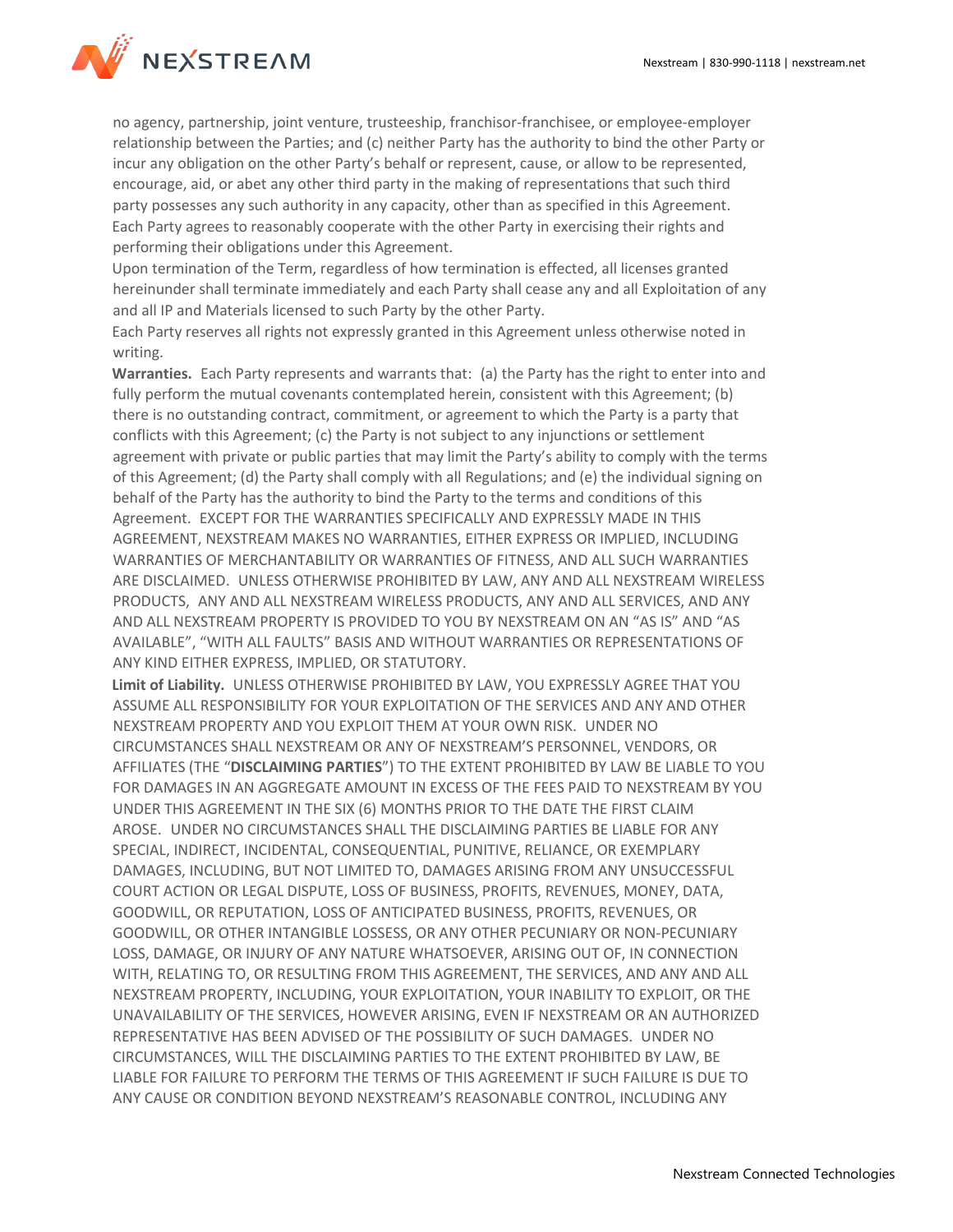no agency, partnership, joint venture, trusteeship, franchisor-franchisee, or employee-employer relationship between the Parties; and (c) neither Party has the authority to bind the other Party or incur any obligation on the other Party's behalf or represent, cause, or allow to be represented, encourage, aid, or abet any other third party in the making of representations that such third party possesses any such authority in any capacity, other than as specified in this Agreement. Each Party agrees to reasonably cooperate with the other Party in exercising their rights and performing their obligations under this Agreement.

Upon termination of the Term, regardless of how termination is effected, all licenses granted hereinunder shall terminate immediately and each Party shall cease any and all Exploitation of any and all IP and Materials licensed to such Party by the other Party.

Each Party reserves all rights not expressly granted in this Agreement unless otherwise noted in writing.

**Warranties.** Each Party represents and warrants that: (a) the Party has the right to enter into and fully perform the mutual covenants contemplated herein, consistent with this Agreement; (b) there is no outstanding contract, commitment, or agreement to which the Party is a party that conflicts with this Agreement; (c) the Party is not subject to any injunctions or settlement agreement with private or public parties that may limit the Party's ability to comply with the terms of this Agreement; (d) the Party shall comply with all Regulations; and (e) the individual signing on behalf of the Party has the authority to bind the Party to the terms and conditions of this Agreement. EXCEPT FOR THE WARRANTIES SPECIFICALLY AND EXPRESSLY MADE IN THIS AGREEMENT, NEXSTREAM MAKES NO WARRANTIES, EITHER EXPRESS OR IMPLIED, INCLUDING WARRANTIES OF MERCHANTABILITY OR WARRANTIES OF FITNESS, AND ALL SUCH WARRANTIES ARE DISCLAIMED. UNLESS OTHERWISE PROHIBITED BY LAW, ANY AND ALL NEXSTREAM WIRELESS PRODUCTS, ANY AND ALL NEXSTREAM WIRELESS PRODUCTS, ANY AND ALL SERVICES, AND ANY AND ALL NEXSTREAM PROPERTY IS PROVIDED TO YOU BY NEXSTREAM ON AN "AS IS" AND "AS AVAILABLE", "WITH ALL FAULTS" BASIS AND WITHOUT WARRANTIES OR REPRESENTATIONS OF ANY KIND EITHER EXPRESS, IMPLIED, OR STATUTORY.

**Limit of Liability.** UNLESS OTHERWISE PROHIBITED BY LAW, YOU EXPRESSLY AGREE THAT YOU ASSUME ALL RESPONSIBILITY FOR YOUR EXPLOITATION OF THE SERVICES AND ANY AND OTHER NEXSTREAM PROPERTY AND YOU EXPLOIT THEM AT YOUR OWN RISK. UNDER NO CIRCUMSTANCES SHALL NEXSTREAM OR ANY OF NEXSTREAM'S PERSONNEL, VENDORS, OR AFFILIATES (THE "**DISCLAIMING PARTIES**") TO THE EXTENT PROHIBITED BY LAW BE LIABLE TO YOU FOR DAMAGES IN AN AGGREGATE AMOUNT IN EXCESS OF THE FEES PAID TO NEXSTREAM BY YOU UNDER THIS AGREEMENT IN THE SIX (6) MONTHS PRIOR TO THE DATE THE FIRST CLAIM AROSE. UNDER NO CIRCUMSTANCES SHALL THE DISCLAIMING PARTIES BE LIABLE FOR ANY SPECIAL, INDIRECT, INCIDENTAL, CONSEQUENTIAL, PUNITIVE, RELIANCE, OR EXEMPLARY DAMAGES, INCLUDING, BUT NOT LIMITED TO, DAMAGES ARISING FROM ANY UNSUCCESSFUL COURT ACTION OR LEGAL DISPUTE, LOSS OF BUSINESS, PROFITS, REVENUES, MONEY, DATA, GOODWILL, OR REPUTATION, LOSS OF ANTICIPATED BUSINESS, PROFITS, REVENUES, OR GOODWILL, OR OTHER INTANGIBLE LOSSESS, OR ANY OTHER PECUNIARY OR NON-PECUNIARY LOSS, DAMAGE, OR INJURY OF ANY NATURE WHATSOEVER, ARISING OUT OF, IN CONNECTION WITH, RELATING TO, OR RESULTING FROM THIS AGREEMENT, THE SERVICES, AND ANY AND ALL NEXSTREAM PROPERTY, INCLUDING, YOUR EXPLOITATION, YOUR INABILITY TO EXPLOIT, OR THE UNAVAILABILITY OF THE SERVICES, HOWEVER ARISING, EVEN IF NEXSTREAM OR AN AUTHORIZED REPRESENTATIVE HAS BEEN ADVISED OF THE POSSIBILITY OF SUCH DAMAGES. UNDER NO CIRCUMSTANCES, WILL THE DISCLAIMING PARTIES TO THE EXTENT PROHIBITED BY LAW, BE LIABLE FOR FAILURE TO PERFORM THE TERMS OF THIS AGREEMENT IF SUCH FAILURE IS DUE TO ANY CAUSE OR CONDITION BEYOND NEXSTREAM'S REASONABLE CONTROL, INCLUDING ANY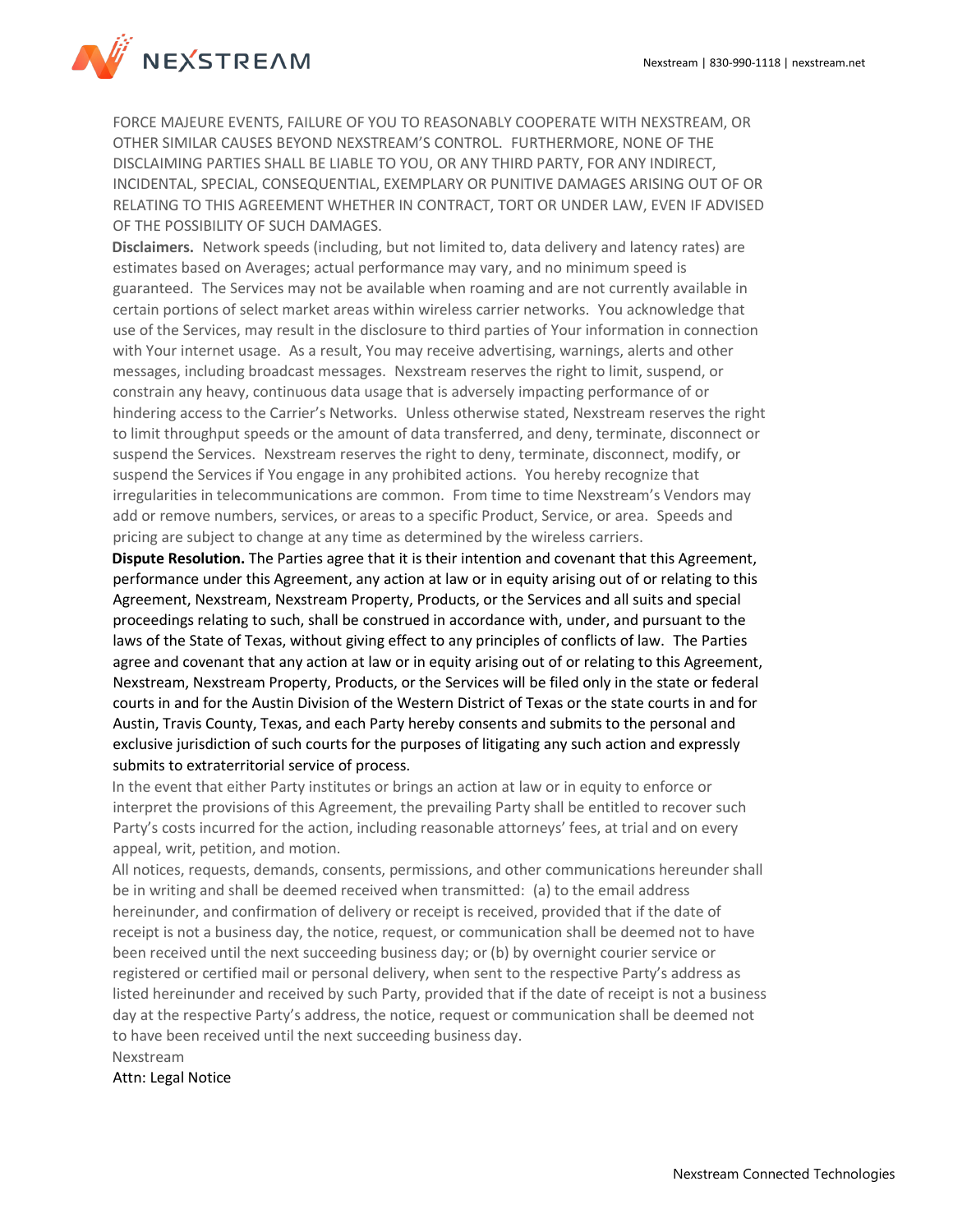FORCE MAJEURE EVENTS, FAILURE OF YOU TO REASONABLY COOPERATE WITH NEXSTREAM, OR OTHER SIMILAR CAUSES BEYOND NEXSTREAM'S CONTROL. FURTHERMORE, NONE OF THE DISCLAIMING PARTIES SHALL BE LIABLE TO YOU, OR ANY THIRD PARTY, FOR ANY INDIRECT, INCIDENTAL, SPECIAL, CONSEQUENTIAL, EXEMPLARY OR PUNITIVE DAMAGES ARISING OUT OF OR RELATING TO THIS AGREEMENT WHETHER IN CONTRACT, TORT OR UNDER LAW, EVEN IF ADVISED OF THE POSSIBILITY OF SUCH DAMAGES.

**Disclaimers.** Network speeds (including, but not limited to, data delivery and latency rates) are estimates based on Averages; actual performance may vary, and no minimum speed is guaranteed. The Services may not be available when roaming and are not currently available in certain portions of select market areas within wireless carrier networks. You acknowledge that use of the Services, may result in the disclosure to third parties of Your information in connection with Your internet usage. As a result, You may receive advertising, warnings, alerts and other messages, including broadcast messages. Nexstream reserves the right to limit, suspend, or constrain any heavy, continuous data usage that is adversely impacting performance of or hindering access to the Carrier's Networks. Unless otherwise stated, Nexstream reserves the right to limit throughput speeds or the amount of data transferred, and deny, terminate, disconnect or suspend the Services. Nexstream reserves the right to deny, terminate, disconnect, modify, or suspend the Services if You engage in any prohibited actions. You hereby recognize that irregularities in telecommunications are common. From time to time Nexstream's Vendors may add or remove numbers, services, or areas to a specific Product, Service, or area. Speeds and pricing are subject to change at any time as determined by the wireless carriers.

**Dispute Resolution.** The Parties agree that it is their intention and covenant that this Agreement, performance under this Agreement, any action at law or in equity arising out of or relating to this Agreement, Nexstream, Nexstream Property, Products, or the Services and all suits and special proceedings relating to such, shall be construed in accordance with, under, and pursuant to the laws of the State of Texas, without giving effect to any principles of conflicts of law. The Parties agree and covenant that any action at law or in equity arising out of or relating to this Agreement, Nexstream, Nexstream Property, Products, or the Services will be filed only in the state or federal courts in and for the Austin Division of the Western District of Texas or the state courts in and for Austin, Travis County, Texas, and each Party hereby consents and submits to the personal and exclusive jurisdiction of such courts for the purposes of litigating any such action and expressly submits to extraterritorial service of process.

In the event that either Party institutes or brings an action at law or in equity to enforce or interpret the provisions of this Agreement, the prevailing Party shall be entitled to recover such Party's costs incurred for the action, including reasonable attorneys' fees, at trial and on every appeal, writ, petition, and motion.

All notices, requests, demands, consents, permissions, and other communications hereunder shall be in writing and shall be deemed received when transmitted: (a) to the email address hereinunder, and confirmation of delivery or receipt is received, provided that if the date of receipt is not a business day, the notice, request, or communication shall be deemed not to have been received until the next succeeding business day; or (b) by overnight courier service or registered or certified mail or personal delivery, when sent to the respective Party's address as listed hereinunder and received by such Party, provided that if the date of receipt is not a business day at the respective Party's address, the notice, request or communication shall be deemed not to have been received until the next succeeding business day.

Nexstream
Attn: Legal Notice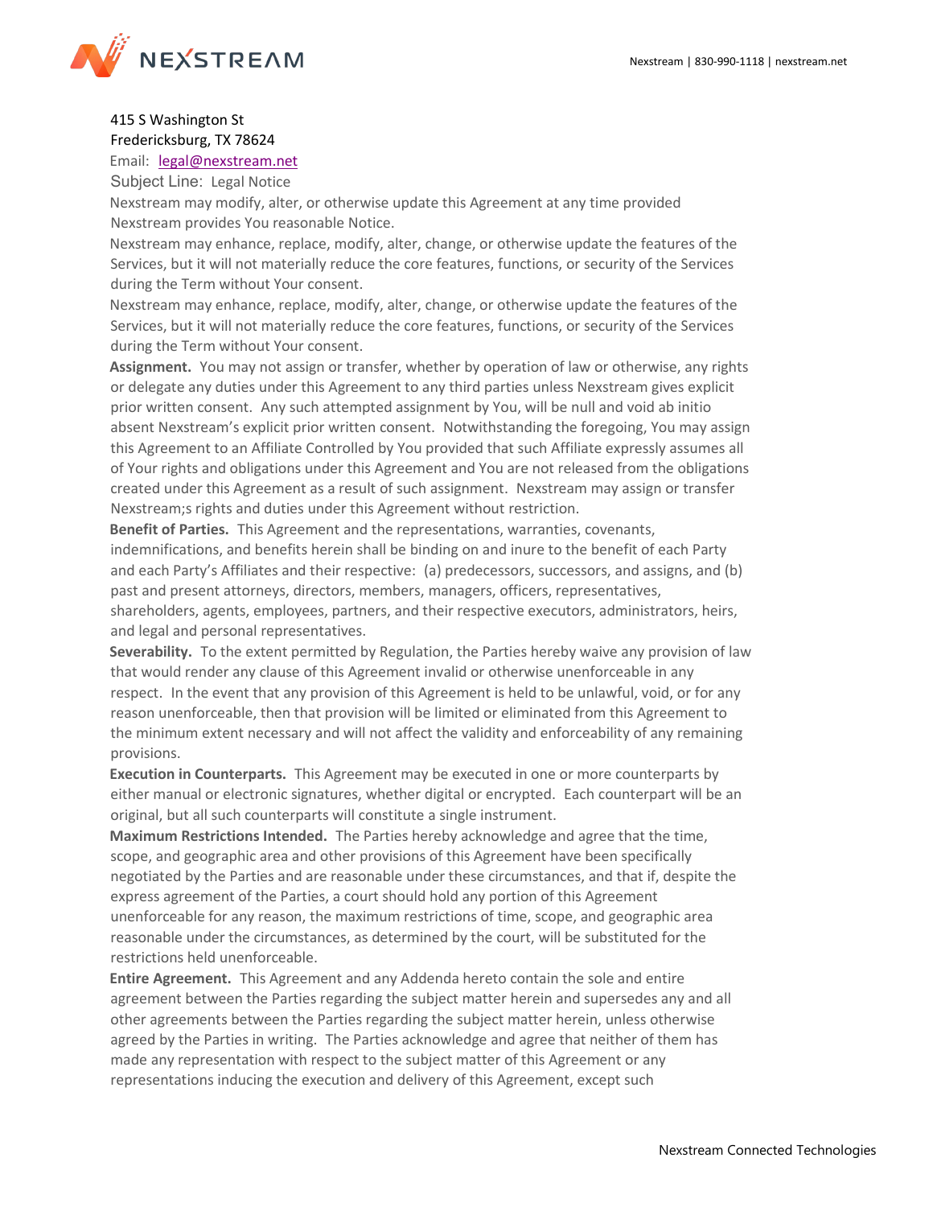415 S Washington St
Fredericksburg, TX 78624
Email: legal@nexstream.net
Subject Line: Legal Notice

Nexstream may modify, alter, or otherwise update this Agreement at any time provided Nexstream provides You reasonable Notice.

Nexstream may enhance, replace, modify, alter, change, or otherwise update the features of the Services, but it will not materially reduce the core features, functions, or security of the Services during the Term without Your consent.

Nexstream may enhance, replace, modify, alter, change, or otherwise update the features of the Services, but it will not materially reduce the core features, functions, or security of the Services during the Term without Your consent.

**Assignment.** You may not assign or transfer, whether by operation of law or otherwise, any rights or delegate any duties under this Agreement to any third parties unless Nexstream gives explicit prior written consent. Any such attempted assignment by You, will be null and void ab initio absent Nexstream's explicit prior written consent. Notwithstanding the foregoing, You may assign this Agreement to an Affiliate Controlled by You provided that such Affiliate expressly assumes all of Your rights and obligations under this Agreement and You are not released from the obligations created under this Agreement as a result of such assignment. Nexstream may assign or transfer Nexstream;s rights and duties under this Agreement without restriction.

**Benefit of Parties.** This Agreement and the representations, warranties, covenants, indemnifications, and benefits herein shall be binding on and inure to the benefit of each Party and each Party's Affiliates and their respective: (a) predecessors, successors, and assigns, and (b) past and present attorneys, directors, members, managers, officers, representatives, shareholders, agents, employees, partners, and their respective executors, administrators, heirs, and legal and personal representatives.

**Severability.** To the extent permitted by Regulation, the Parties hereby waive any provision of law that would render any clause of this Agreement invalid or otherwise unenforceable in any respect. In the event that any provision of this Agreement is held to be unlawful, void, or for any reason unenforceable, then that provision will be limited or eliminated from this Agreement to the minimum extent necessary and will not affect the validity and enforceability of any remaining provisions.

**Execution in Counterparts.** This Agreement may be executed in one or more counterparts by either manual or electronic signatures, whether digital or encrypted. Each counterpart will be an original, but all such counterparts will constitute a single instrument.

**Maximum Restrictions Intended.** The Parties hereby acknowledge and agree that the time, scope, and geographic area and other provisions of this Agreement have been specifically negotiated by the Parties and are reasonable under these circumstances, and that if, despite the express agreement of the Parties, a court should hold any portion of this Agreement unenforceable for any reason, the maximum restrictions of time, scope, and geographic area reasonable under the circumstances, as determined by the court, will be substituted for the restrictions held unenforceable.

**Entire Agreement.** This Agreement and any Addenda hereto contain the sole and entire agreement between the Parties regarding the subject matter herein and supersedes any and all other agreements between the Parties regarding the subject matter herein, unless otherwise agreed by the Parties in writing. The Parties acknowledge and agree that neither of them has made any representation with respect to the subject matter of this Agreement or any representations inducing the execution and delivery of this Agreement, except such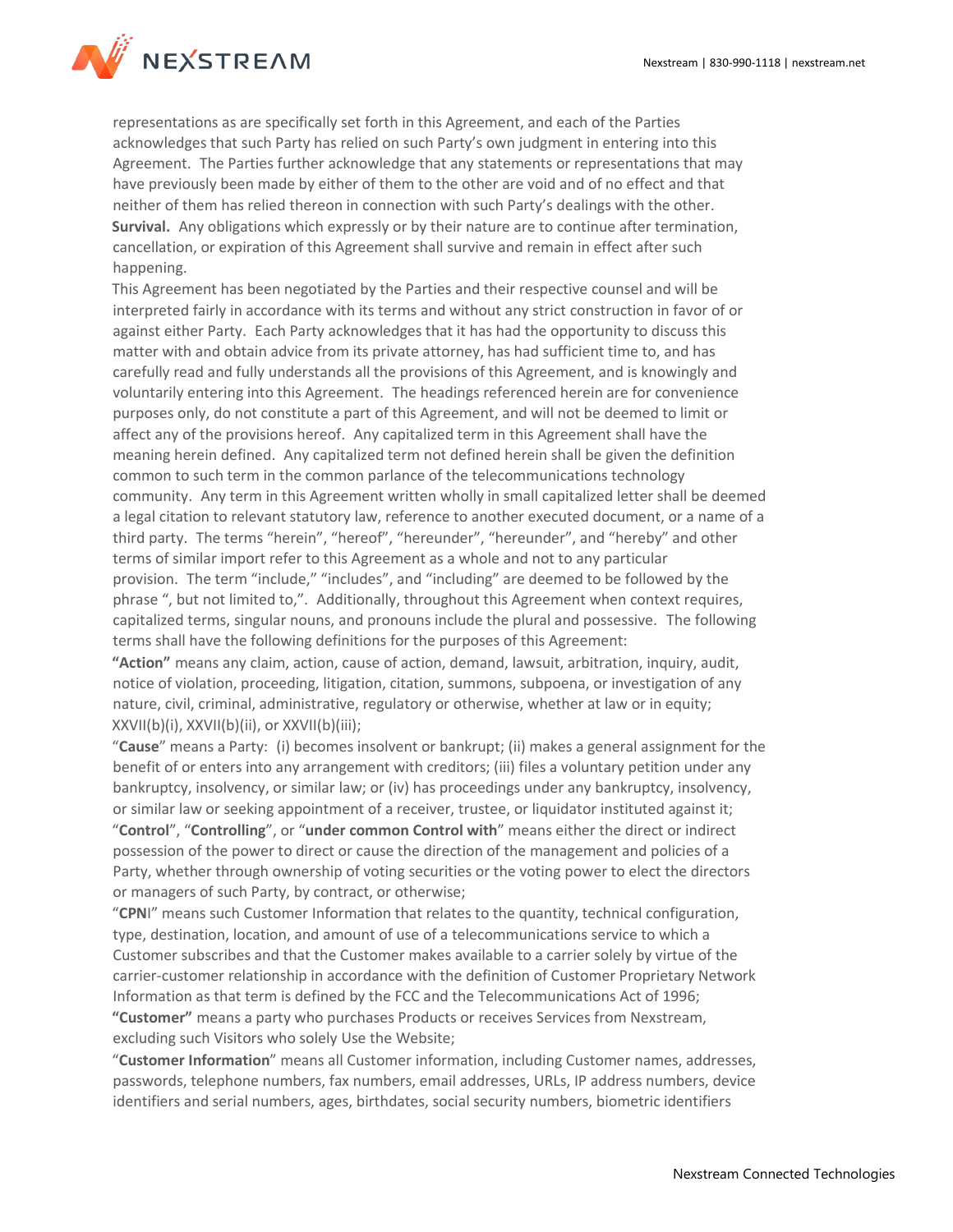representations as are specifically set forth in this Agreement, and each of the Parties acknowledges that such Party has relied on such Party's own judgment in entering into this Agreement. The Parties further acknowledge that any statements or representations that may have previously been made by either of them to the other are void and of no effect and that neither of them has relied thereon in connection with such Party's dealings with the other.

**Survival.** Any obligations which expressly or by their nature are to continue after termination, cancellation, or expiration of this Agreement shall survive and remain in effect after such happening.

This Agreement has been negotiated by the Parties and their respective counsel and will be interpreted fairly in accordance with its terms and without any strict construction in favor of or against either Party. Each Party acknowledges that it has had the opportunity to discuss this matter with and obtain advice from its private attorney, has had sufficient time to, and has carefully read and fully understands all the provisions of this Agreement, and is knowingly and voluntarily entering into this Agreement. The headings referenced herein are for convenience purposes only, do not constitute a part of this Agreement, and will not be deemed to limit or affect any of the provisions hereof. Any capitalized term in this Agreement shall have the meaning herein defined. Any capitalized term not defined herein shall be given the definition common to such term in the common parlance of the telecommunications technology community. Any term in this Agreement written wholly in small capitalized letter shall be deemed a legal citation to relevant statutory law, reference to another executed document, or a name of a third party. The terms "herein", "hereof", "hereunder", "hereunder", and "hereby" and other terms of similar import refer to this Agreement as a whole and not to any particular provision. The term "include," "includes", and "including" are deemed to be followed by the phrase ", but not limited to,". Additionally, throughout this Agreement when context requires, capitalized terms, singular nouns, and pronouns include the plural and possessive. The following terms shall have the following definitions for the purposes of this Agreement:

**"Action"** means any claim, action, cause of action, demand, lawsuit, arbitration, inquiry, audit, notice of violation, proceeding, litigation, citation, summons, subpoena, or investigation of any nature, civil, criminal, administrative, regulatory or otherwise, whether at law or in equity; XXVII(b)(i), XXVII(b)(ii), or XXVII(b)(iii);

"**Cause**" means a Party: (i) becomes insolvent or bankrupt; (ii) makes a general assignment for the benefit of or enters into any arrangement with creditors; (iii) files a voluntary petition under any bankruptcy, insolvency, or similar law; or (iv) has proceedings under any bankruptcy, insolvency, or similar law or seeking appointment of a receiver, trustee, or liquidator instituted against it;

"**Control**", "**Controlling**", or "**under common Control with**" means either the direct or indirect possession of the power to direct or cause the direction of the management and policies of a Party, whether through ownership of voting securities or the voting power to elect the directors or managers of such Party, by contract, or otherwise;

"**CPN**I" means such Customer Information that relates to the quantity, technical configuration, type, destination, location, and amount of use of a telecommunications service to which a Customer subscribes and that the Customer makes available to a carrier solely by virtue of the carrier-customer relationship in accordance with the definition of Customer Proprietary Network Information as that term is defined by the FCC and the Telecommunications Act of 1996;

**"Customer"** means a party who purchases Products or receives Services from Nexstream, excluding such Visitors who solely Use the Website;

"**Customer Information**" means all Customer information, including Customer names, addresses, passwords, telephone numbers, fax numbers, email addresses, URLs, IP address numbers, device identifiers and serial numbers, ages, birthdates, social security numbers, biometric identifiers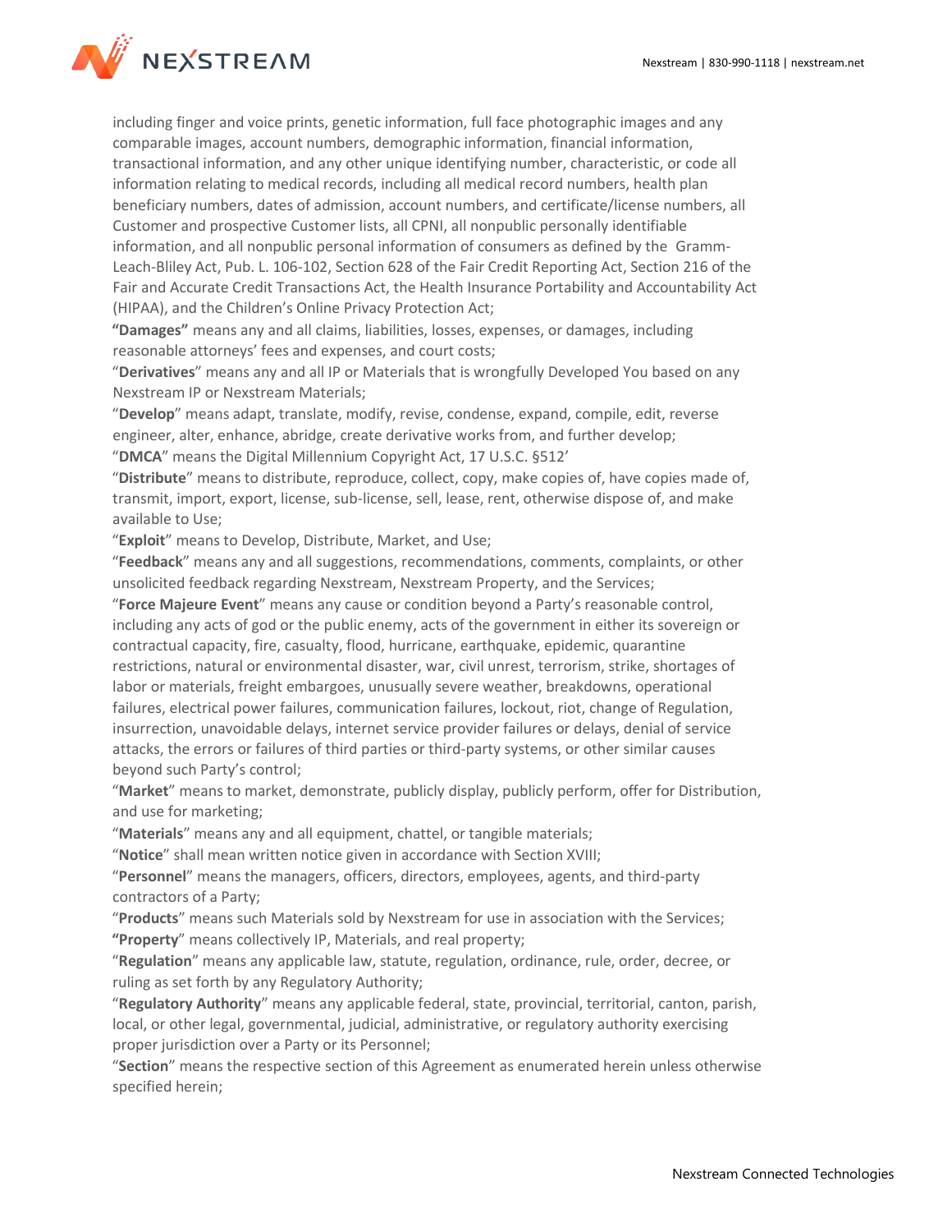including finger and voice prints, genetic information, full face photographic images and any comparable images, account numbers, demographic information, financial information, transactional information, and any other unique identifying number, characteristic, or code all information relating to medical records, including all medical record numbers, health plan beneficiary numbers, dates of admission, account numbers, and certificate/license numbers, all Customer and prospective Customer lists, all CPNI, all nonpublic personally identifiable information, and all nonpublic personal information of consumers as defined by the Gramm-Leach-Bliley Act, Pub. L. 106-102, Section 628 of the Fair Credit Reporting Act, Section 216 of the Fair and Accurate Credit Transactions Act, the Health Insurance Portability and Accountability Act (HIPAA), and the Children's Online Privacy Protection Act;

**"Damages"** means any and all claims, liabilities, losses, expenses, or damages, including reasonable attorneys' fees and expenses, and court costs;

"**Derivatives**" means any and all IP or Materials that is wrongfully Developed You based on any Nexstream IP or Nexstream Materials;

"**Develop**" means adapt, translate, modify, revise, condense, expand, compile, edit, reverse engineer, alter, enhance, abridge, create derivative works from, and further develop;

"**DMCA**" means the Digital Millennium Copyright Act, 17 U.S.C. §512'

"**Distribute**" means to distribute, reproduce, collect, copy, make copies of, have copies made of, transmit, import, export, license, sub-license, sell, lease, rent, otherwise dispose of, and make available to Use;

"**Exploit**" means to Develop, Distribute, Market, and Use;

"**Feedback**" means any and all suggestions, recommendations, comments, complaints, or other unsolicited feedback regarding Nexstream, Nexstream Property, and the Services;

"**Force Majeure Event**" means any cause or condition beyond a Party's reasonable control, including any acts of god or the public enemy, acts of the government in either its sovereign or contractual capacity, fire, casualty, flood, hurricane, earthquake, epidemic, quarantine restrictions, natural or environmental disaster, war, civil unrest, terrorism, strike, shortages of labor or materials, freight embargoes, unusually severe weather, breakdowns, operational failures, electrical power failures, communication failures, lockout, riot, change of Regulation, insurrection, unavoidable delays, internet service provider failures or delays, denial of service attacks, the errors or failures of third parties or third-party systems, or other similar causes beyond such Party's control;

"**Market**" means to market, demonstrate, publicly display, publicly perform, offer for Distribution, and use for marketing;

"**Materials**" means any and all equipment, chattel, or tangible materials;

"**Notice**" shall mean written notice given in accordance with Section XVIII;

"**Personnel**" means the managers, officers, directors, employees, agents, and third-party contractors of a Party;

"**Products**" means such Materials sold by Nexstream for use in association with the Services;

**"Property**" means collectively IP, Materials, and real property;

"**Regulation**" means any applicable law, statute, regulation, ordinance, rule, order, decree, or ruling as set forth by any Regulatory Authority;

"**Regulatory Authority**" means any applicable federal, state, provincial, territorial, canton, parish, local, or other legal, governmental, judicial, administrative, or regulatory authority exercising proper jurisdiction over a Party or its Personnel;

"**Section**" means the respective section of this Agreement as enumerated herein unless otherwise specified herein;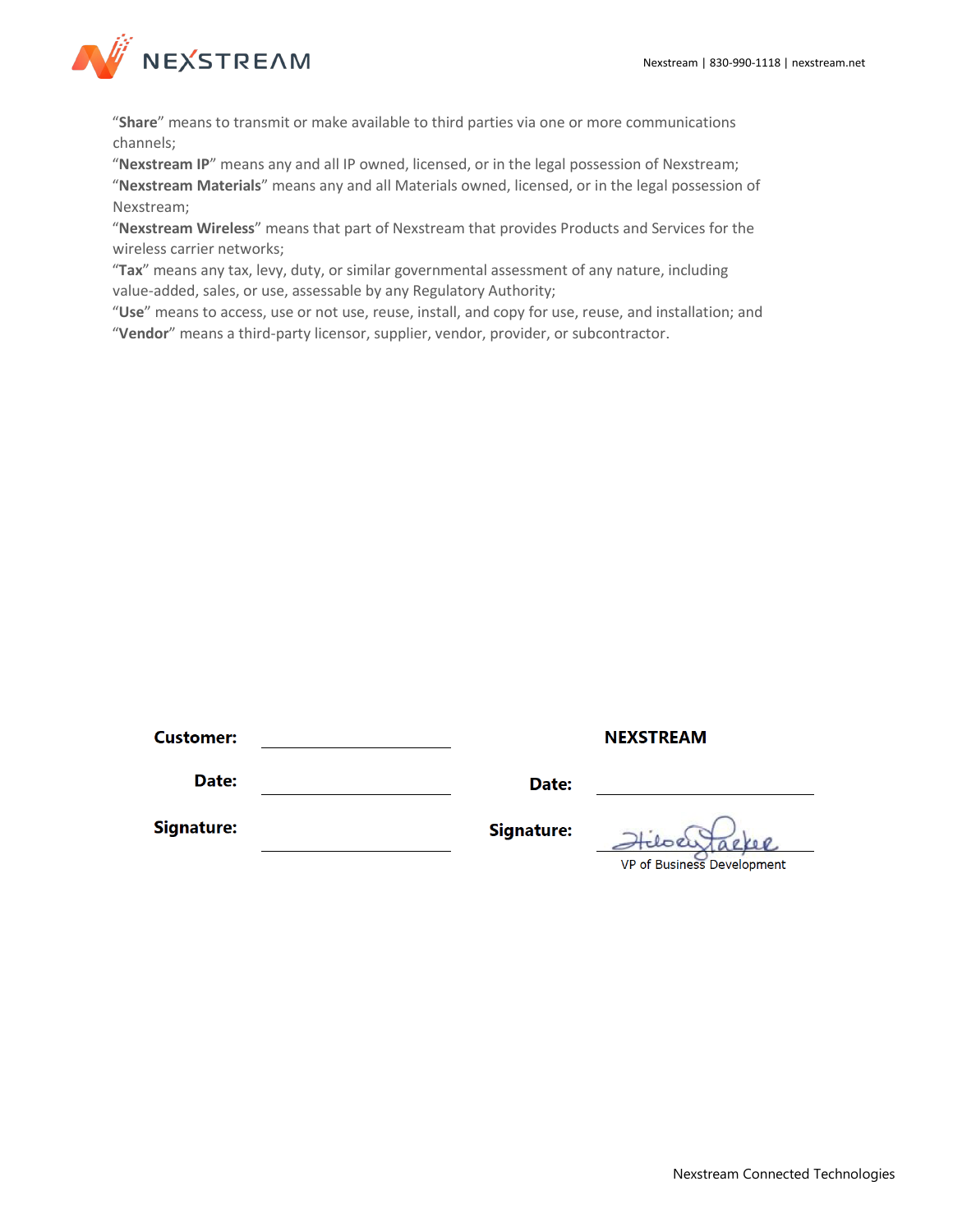"**Share**" means to transmit or make available to third parties via one or more communications channels;
"**Nexstream IP**" means any and all IP owned, licensed, or in the legal possession of Nexstream;
"**Nexstream Materials**" means any and all Materials owned, licensed, or in the legal possession of Nexstream;
"**Nexstream Wireless**" means that part of Nexstream that provides Products and Services for the wireless carrier networks;
"**Tax**" means any tax, levy, duty, or similar governmental assessment of any nature, including value-added, sales, or use, assessable by any Regulatory Authority;
"**Use**" means to access, use or not use, reuse, install, and copy for use, reuse, and installation; and
"**Vendor**" means a third-party licensor, supplier, vendor, provider, or subcontractor.

| | | | |
|---|---|---|---|
| **Customer:** | | | **NEXSTREAM** |
| **Date:** | | **Date:** | |
| **Signature:** | | **Signature:** | [signature] VP of Business Development |